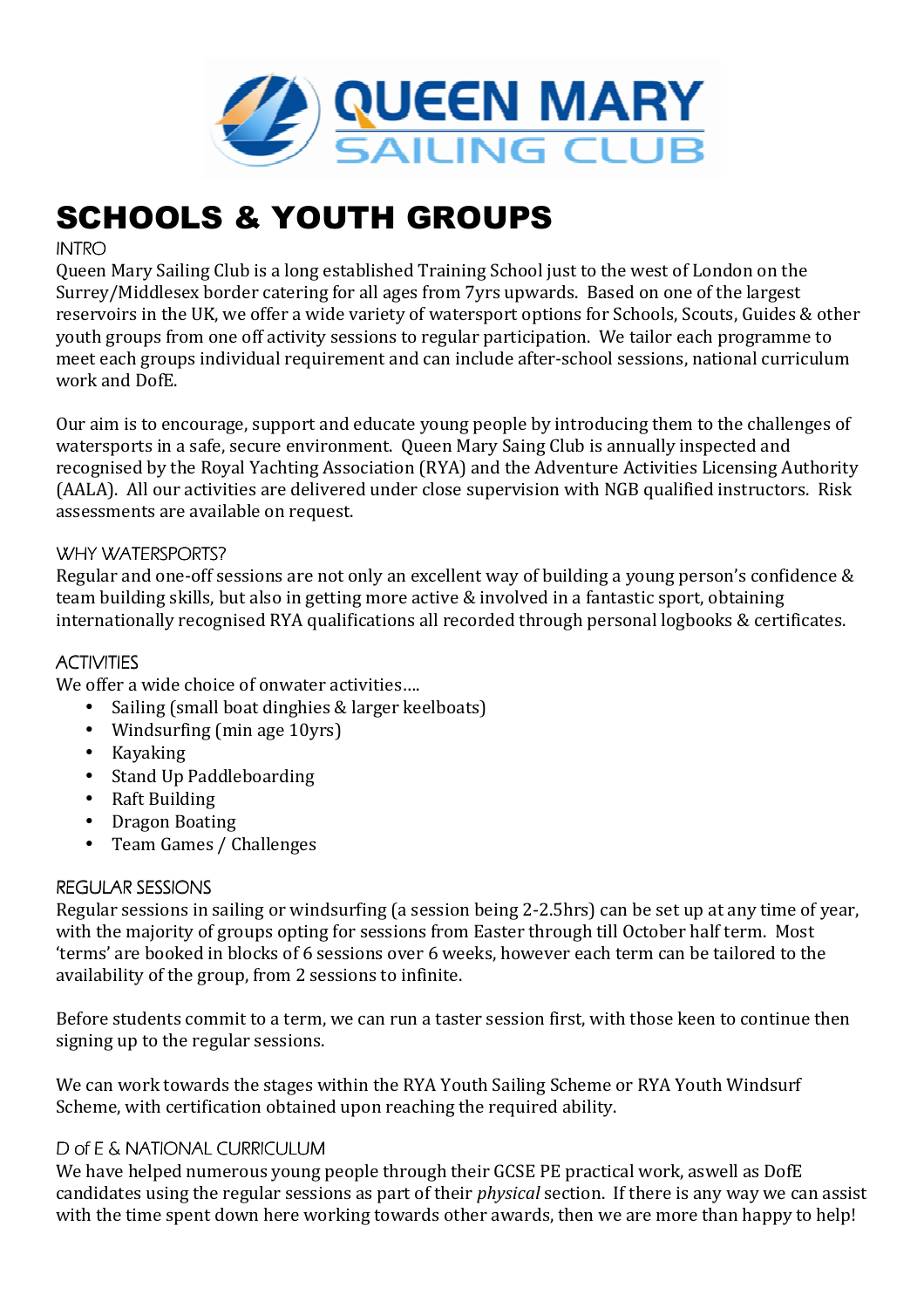QUEEN MARY SAILING CLUB

# SCHOOLS & YOUTH GROUPS

## INTRO

Queen Mary Sailing Club is a long established Training School just to the west of London on the Surrey/Middlesex border catering for all ages from 7yrs upwards. Based on one of the largest reservoirs in the UK, we offer a wide variety of watersport options for Schools, Scouts, Guides & other youth groups from one off activity sessions to regular participation. We tailor each programme to meet each groups individual requirement and can include after-school sessions, national curriculum work and DofE.

Our aim is to encourage, support and educate young people by introducing them to the challenges of watersports in a safe, secure environment. Queen Mary Saing Club is annually inspected and recognised by the Royal Yachting Association (RYA) and the Adventure Activities Licensing Authority (AALA). All our activities are delivered under close supervision with NGB qualified instructors. Risk assessments are available on request.

## WHY WATERSPORTS?

Regular and one-off sessions are not only an excellent way of building a young person's confidence & team building skills, but also in getting more active & involved in a fantastic sport, obtaining internationally recognised RYA qualifications all recorded through personal logbooks & certificates.

## ACTIVITIES

We offer a wide choice of onwater activities….

- Sailing (small boat dinghies & larger keelboats)
- Windsurfing (min age 10yrs)
- Kayaking
- Stand Up Paddleboarding
- Raft Building
- Dragon Boating
- Team Games / Challenges

## REGULAR SESSIONS

Regular sessions in sailing or windsurfing (a session being 2-2.5hrs) can be set up at any time of year, with the majority of groups opting for sessions from Easter through till October half term. Most 'terms' are booked in blocks of 6 sessions over 6 weeks, however each term can be tailored to the availability of the group, from 2 sessions to infinite.

Before students commit to a term, we can run a taster session first, with those keen to continue then signing up to the regular sessions.

We can work towards the stages within the RYA Youth Sailing Scheme or RYA Youth Windsurf Scheme, with certification obtained upon reaching the required ability.

## D of E & NATIONAL CURRICULUM

We have helped numerous young people through their GCSE PE practical work, aswell as DofE candidates using the regular sessions as part of their *physical* section. If there is any way we can assist with the time spent down here working towards other awards, then we are more than happy to help!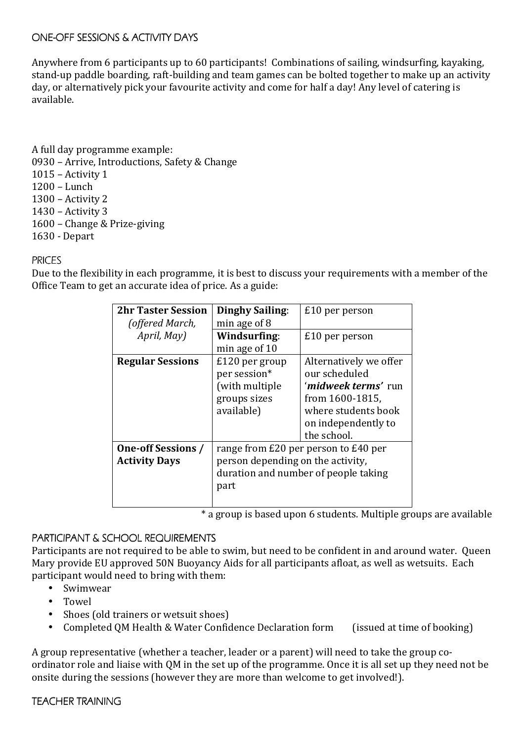## ONE-OFF SESSIONS & ACTIVITY DAYS

Anywhere from 6 participants up to 60 participants! Combinations of sailing, windsurfing, kayaking, stand-up paddle boarding, raft-building and team games can be bolted together to make up an activity day, or alternatively pick your favourite activity and come for half a day! Any level of catering is available.

A full day programme example:
0930 – Arrive, Introductions, Safety & Change
1015 – Activity 1
1200 – Lunch
1300 – Activity 2
1430 – Activity 3
1600 – Change & Prize-giving
1630 - Depart

## PRICES

Due to the flexibility in each programme, it is best to discuss your requirements with a member of the Office Team to get an accurate idea of price. As a guide:

| | | |
|---|---|---|
| **2hr Taster Session** *(offered March, April, May)* | **Dinghy Sailing**: min age of 8 | £10 per person |
| | **Windsurfing**: min age of 10 | £10 per person |
| **Regular Sessions** | £120 per group per session* (with multiple groups sizes available) | Alternatively we offer our scheduled '***midweek terms***' run from 1600-1815, where students book on independently to the school. |
| **One-off Sessions / Activity Days** | range from £20 per person to £40 per person depending on the activity, duration and number of people taking part | |

\* a group is based upon 6 students. Multiple groups are available

## PARTICIPANT & SCHOOL REQUIREMENTS

Participants are not required to be able to swim, but need to be confident in and around water. Queen Mary provide EU approved 50N Buoyancy Aids for all participants afloat, as well as wetsuits. Each participant would need to bring with them:

- Swimwear
- Towel
- Shoes (old trainers or wetsuit shoes)
- Completed QM Health & Water Confidence Declaration form (issued at time of booking)

A group representative (whether a teacher, leader or a parent) will need to take the group co-ordinator role and liaise with QM in the set up of the programme. Once it is all set up they need not be onsite during the sessions (however they are more than welcome to get involved!).

## TEACHER TRAINING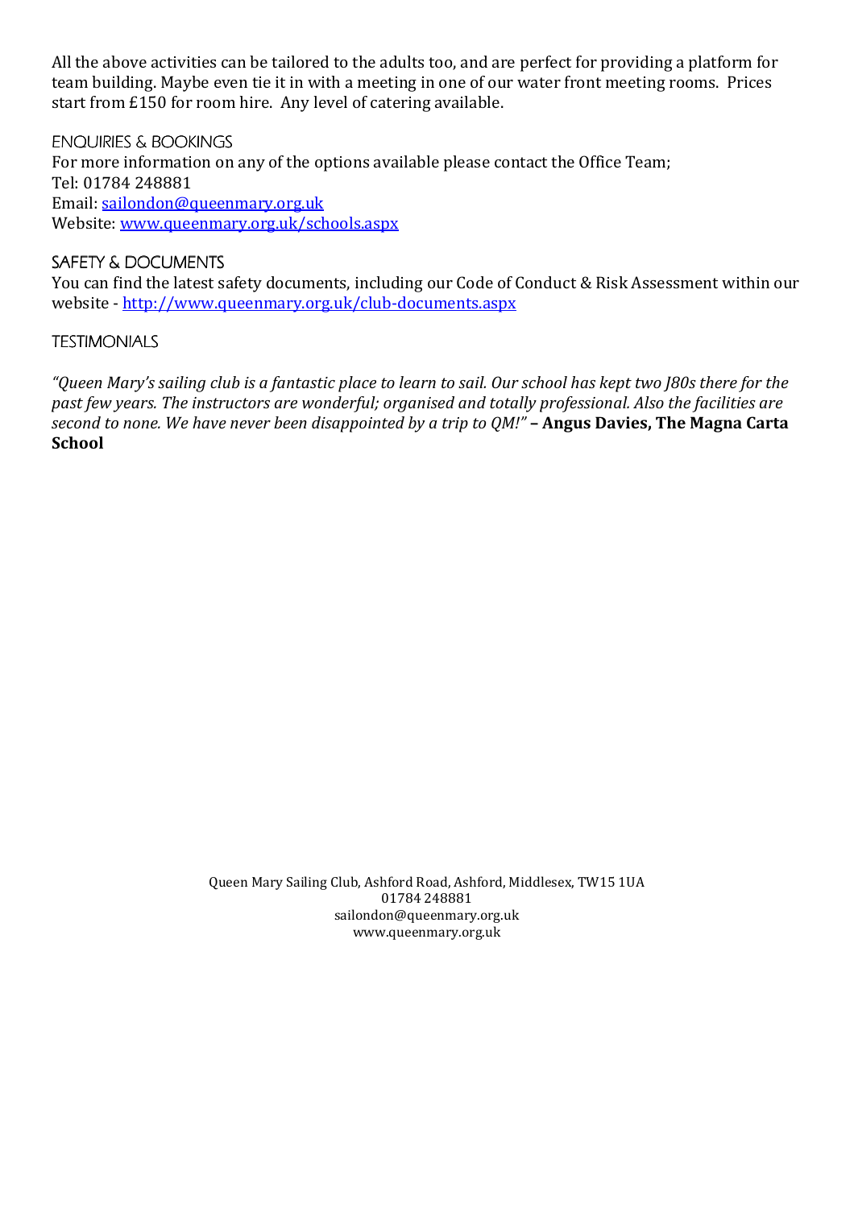All the above activities can be tailored to the adults too, and are perfect for providing a platform for team building. Maybe even tie it in with a meeting in one of our water front meeting rooms. Prices start from £150 for room hire. Any level of catering available.

## ENQUIRIES & BOOKINGS

For more information on any of the options available please contact the Office Team;
Tel: 01784 248881
Email: [sailondon@queenmary.org.uk](mailto:sailondon@queenmary.org.uk)
Website: [www.queenmary.org.uk/schools.aspx](http://www.queenmary.org.uk/schools.aspx)

## SAFETY & DOCUMENTS

You can find the latest safety documents, including our Code of Conduct & Risk Assessment within our website - [http://www.queenmary.org.uk/club-documents.aspx](http://www.queenmary.org.uk/club-documents.aspx)

## TESTIMONIALS

*"Queen Mary's sailing club is a fantastic place to learn to sail. Our school has kept two J80s there for the past few years. The instructors are wonderful; organised and totally professional. Also the facilities are second to none. We have never been disappointed by a trip to QM!"* **– Angus Davies, The Magna Carta School**

Queen Mary Sailing Club, Ashford Road, Ashford, Middlesex, TW15 1UA
01784 248881
sailondon@queenmary.org.uk
www.queenmary.org.uk